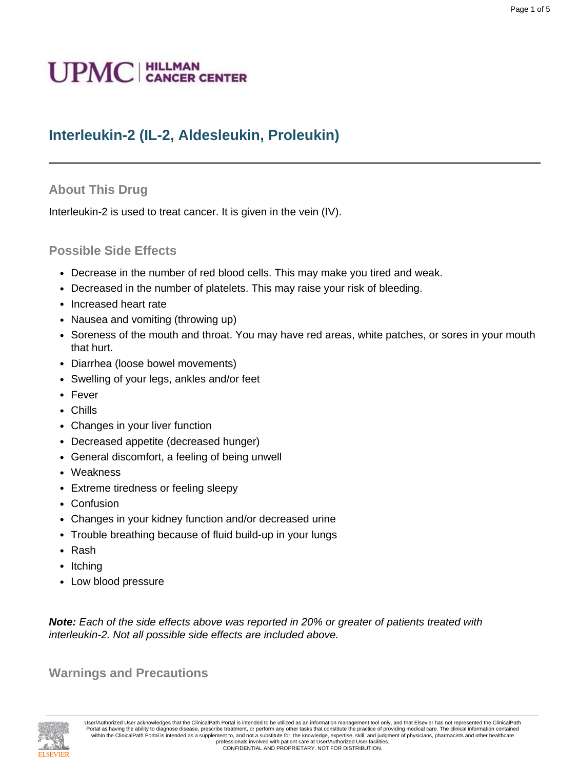UPMC | HILLMAN CANCER CENTER

# Interleukin-2 (IL-2, Aldesleukin, Proleukin)

## About This Drug

Interleukin-2 is used to treat cancer. It is given in the vein (IV).

## Possible Side Effects

- Decrease in the number of red blood cells. This may make you tired and weak.
- Decreased in the number of platelets. This may raise your risk of bleeding.
- Increased heart rate
- Nausea and vomiting (throwing up)
- Soreness of the mouth and throat. You may have red areas, white patches, or sores in your mouth that hurt.
- Diarrhea (loose bowel movements)
- Swelling of your legs, ankles and/or feet
- Fever
- Chills
- Changes in your liver function
- Decreased appetite (decreased hunger)
- General discomfort, a feeling of being unwell
- Weakness
- Extreme tiredness or feeling sleepy
- Confusion
- Changes in your kidney function and/or decreased urine
- Trouble breathing because of fluid build-up in your lungs
- Rash
- Itching
- Low blood pressure

***Note:*** *Each of the side effects above was reported in 20% or greater of patients treated with interleukin-2. Not all possible side effects are included above.*

## Warnings and Precautions

User/Authorized User acknowledges that the ClinicalPath Portal is intended to be utilized as an information management tool only, and that Elsevier has not represented the ClinicalPath Portal as having the ability to diagnose disease, prescribe treatment, or perform any other tasks that constitute the practice of providing medical care. The clinical information contained within the ClinicalPath Portal is intended as a supplement to, and not a substitute for, the knowledge, expertise, skill, and judgment of physicians, pharmacists and other healthcare professionals involved with patient care at User/Authorized User facilities.
CONFIDENTIAL AND PROPRIETARY. NOT FOR DISTRIBUTION.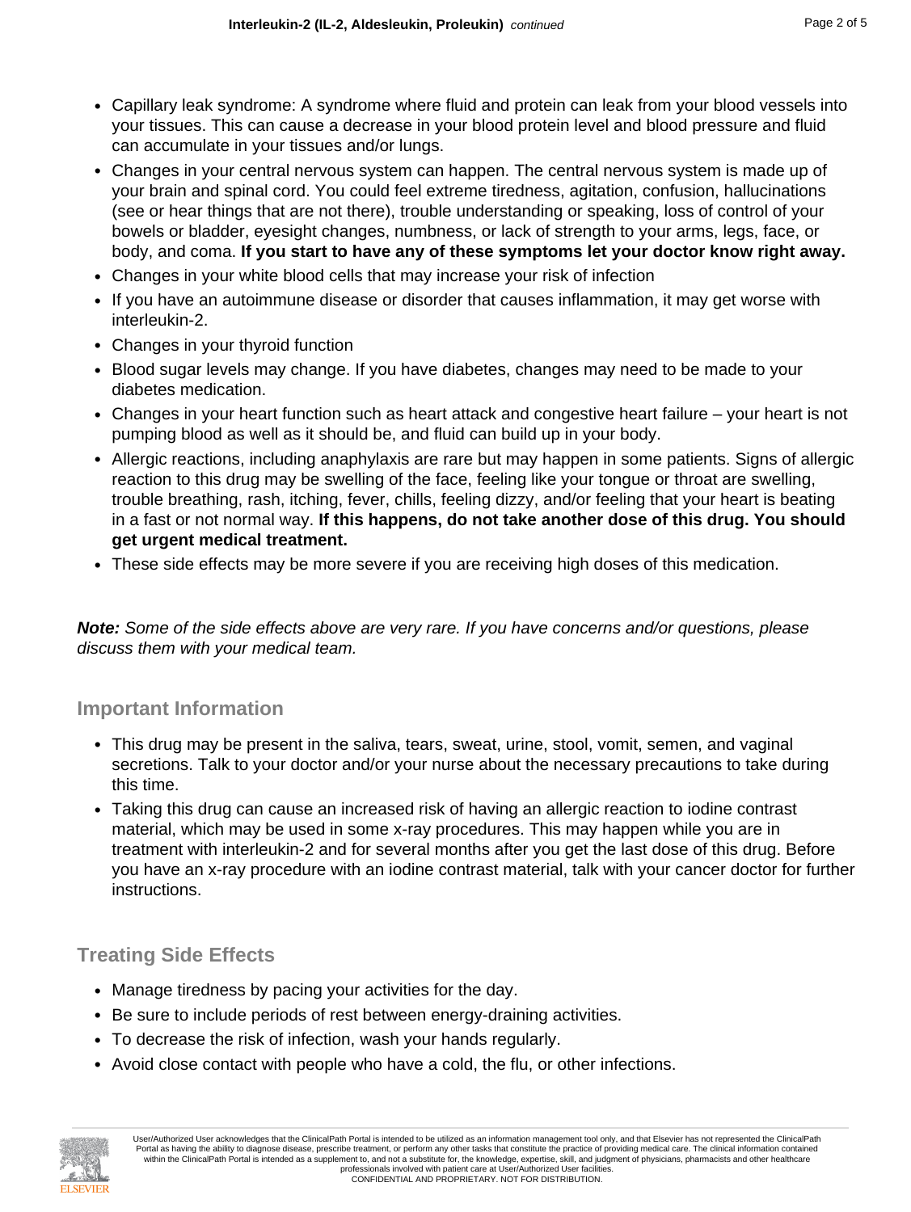- Capillary leak syndrome: A syndrome where fluid and protein can leak from your blood vessels into your tissues. This can cause a decrease in your blood protein level and blood pressure and fluid can accumulate in your tissues and/or lungs.
- Changes in your central nervous system can happen. The central nervous system is made up of your brain and spinal cord. You could feel extreme tiredness, agitation, confusion, hallucinations (see or hear things that are not there), trouble understanding or speaking, loss of control of your bowels or bladder, eyesight changes, numbness, or lack of strength to your arms, legs, face, or body, and coma. **If you start to have any of these symptoms let your doctor know right away.**
- Changes in your white blood cells that may increase your risk of infection
- If you have an autoimmune disease or disorder that causes inflammation, it may get worse with interleukin-2.
- Changes in your thyroid function
- Blood sugar levels may change. If you have diabetes, changes may need to be made to your diabetes medication.
- Changes in your heart function such as heart attack and congestive heart failure – your heart is not pumping blood as well as it should be, and fluid can build up in your body.
- Allergic reactions, including anaphylaxis are rare but may happen in some patients. Signs of allergic reaction to this drug may be swelling of the face, feeling like your tongue or throat are swelling, trouble breathing, rash, itching, fever, chills, feeling dizzy, and/or feeling that your heart is beating in a fast or not normal way. **If this happens, do not take another dose of this drug. You should get urgent medical treatment.**
- These side effects may be more severe if you are receiving high doses of this medication.

***Note:*** *Some of the side effects above are very rare. If you have concerns and/or questions, please discuss them with your medical team.*

## Important Information

- This drug may be present in the saliva, tears, sweat, urine, stool, vomit, semen, and vaginal secretions. Talk to your doctor and/or your nurse about the necessary precautions to take during this time.
- Taking this drug can cause an increased risk of having an allergic reaction to iodine contrast material, which may be used in some x-ray procedures. This may happen while you are in treatment with interleukin-2 and for several months after you get the last dose of this drug. Before you have an x-ray procedure with an iodine contrast material, talk with your cancer doctor for further instructions.

## Treating Side Effects

- Manage tiredness by pacing your activities for the day.
- Be sure to include periods of rest between energy-draining activities.
- To decrease the risk of infection, wash your hands regularly.
- Avoid close contact with people who have a cold, the flu, or other infections.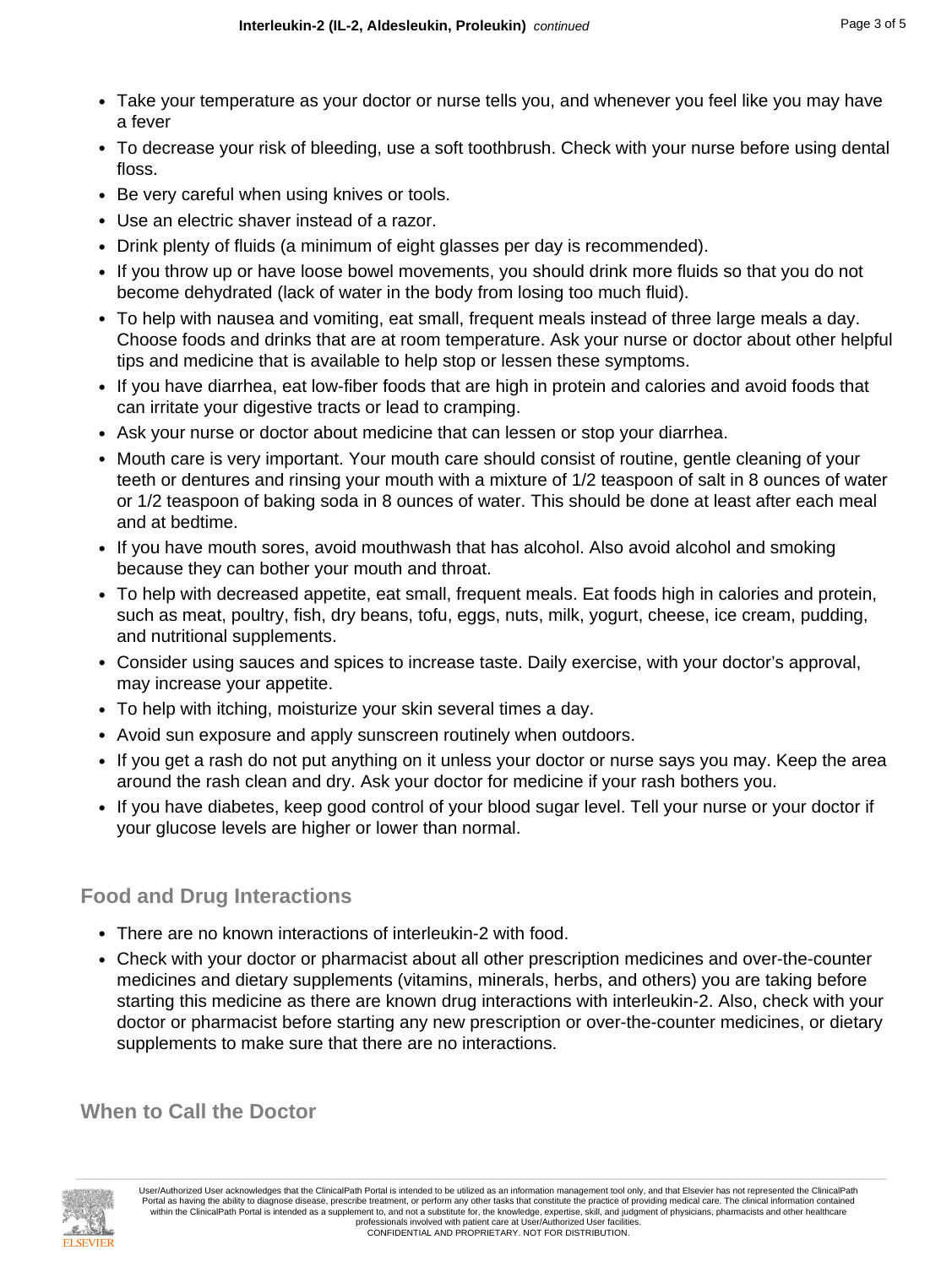- Take your temperature as your doctor or nurse tells you, and whenever you feel like you may have a fever
- To decrease your risk of bleeding, use a soft toothbrush. Check with your nurse before using dental floss.
- Be very careful when using knives or tools.
- Use an electric shaver instead of a razor.
- Drink plenty of fluids (a minimum of eight glasses per day is recommended).
- If you throw up or have loose bowel movements, you should drink more fluids so that you do not become dehydrated (lack of water in the body from losing too much fluid).
- To help with nausea and vomiting, eat small, frequent meals instead of three large meals a day. Choose foods and drinks that are at room temperature. Ask your nurse or doctor about other helpful tips and medicine that is available to help stop or lessen these symptoms.
- If you have diarrhea, eat low-fiber foods that are high in protein and calories and avoid foods that can irritate your digestive tracts or lead to cramping.
- Ask your nurse or doctor about medicine that can lessen or stop your diarrhea.
- Mouth care is very important. Your mouth care should consist of routine, gentle cleaning of your teeth or dentures and rinsing your mouth with a mixture of 1/2 teaspoon of salt in 8 ounces of water or 1/2 teaspoon of baking soda in 8 ounces of water. This should be done at least after each meal and at bedtime.
- If you have mouth sores, avoid mouthwash that has alcohol. Also avoid alcohol and smoking because they can bother your mouth and throat.
- To help with decreased appetite, eat small, frequent meals. Eat foods high in calories and protein, such as meat, poultry, fish, dry beans, tofu, eggs, nuts, milk, yogurt, cheese, ice cream, pudding, and nutritional supplements.
- Consider using sauces and spices to increase taste. Daily exercise, with your doctor's approval, may increase your appetite.
- To help with itching, moisturize your skin several times a day.
- Avoid sun exposure and apply sunscreen routinely when outdoors.
- If you get a rash do not put anything on it unless your doctor or nurse says you may. Keep the area around the rash clean and dry. Ask your doctor for medicine if your rash bothers you.
- If you have diabetes, keep good control of your blood sugar level. Tell your nurse or your doctor if your glucose levels are higher or lower than normal.

## Food and Drug Interactions

- There are no known interactions of interleukin-2 with food.
- Check with your doctor or pharmacist about all other prescription medicines and over-the-counter medicines and dietary supplements (vitamins, minerals, herbs, and others) you are taking before starting this medicine as there are known drug interactions with interleukin-2. Also, check with your doctor or pharmacist before starting any new prescription or over-the-counter medicines, or dietary supplements to make sure that there are no interactions.

## When to Call the Doctor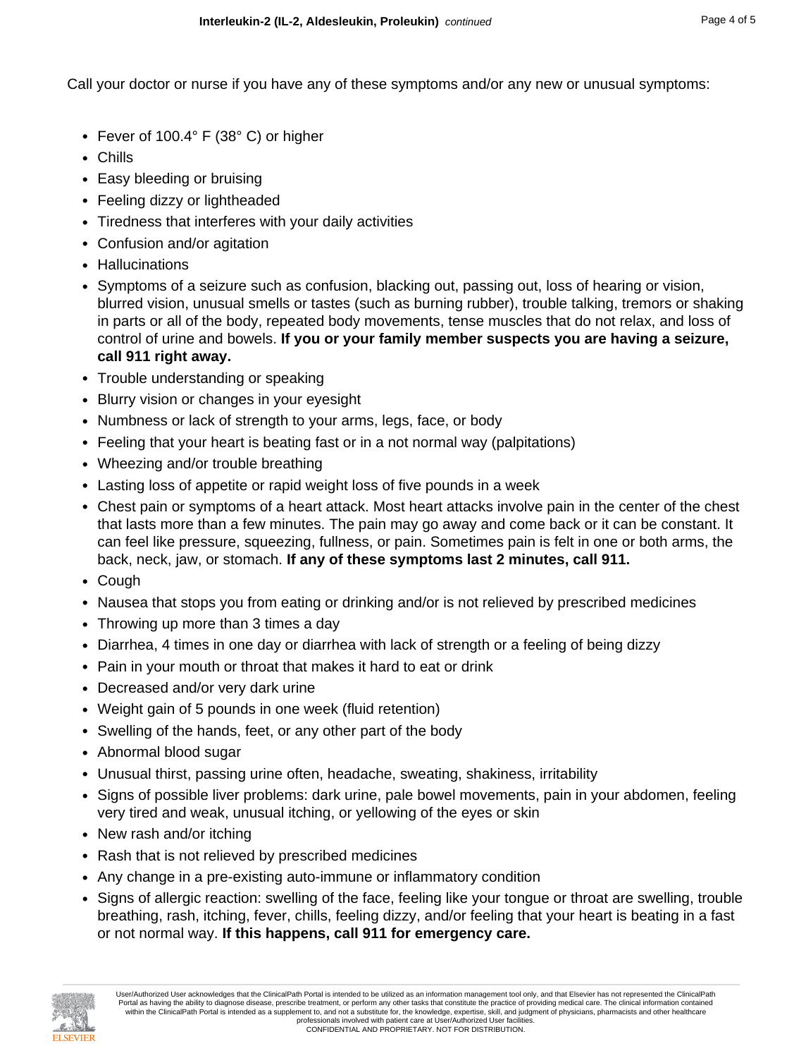Call your doctor or nurse if you have any of these symptoms and/or any new or unusual symptoms:

- Fever of 100.4° F (38° C) or higher
- Chills
- Easy bleeding or bruising
- Feeling dizzy or lightheaded
- Tiredness that interferes with your daily activities
- Confusion and/or agitation
- Hallucinations
- Symptoms of a seizure such as confusion, blacking out, passing out, loss of hearing or vision, blurred vision, unusual smells or tastes (such as burning rubber), trouble talking, tremors or shaking in parts or all of the body, repeated body movements, tense muscles that do not relax, and loss of control of urine and bowels. **If you or your family member suspects you are having a seizure, call 911 right away.**
- Trouble understanding or speaking
- Blurry vision or changes in your eyesight
- Numbness or lack of strength to your arms, legs, face, or body
- Feeling that your heart is beating fast or in a not normal way (palpitations)
- Wheezing and/or trouble breathing
- Lasting loss of appetite or rapid weight loss of five pounds in a week
- Chest pain or symptoms of a heart attack. Most heart attacks involve pain in the center of the chest that lasts more than a few minutes. The pain may go away and come back or it can be constant. It can feel like pressure, squeezing, fullness, or pain. Sometimes pain is felt in one or both arms, the back, neck, jaw, or stomach. **If any of these symptoms last 2 minutes, call 911.**
- Cough
- Nausea that stops you from eating or drinking and/or is not relieved by prescribed medicines
- Throwing up more than 3 times a day
- Diarrhea, 4 times in one day or diarrhea with lack of strength or a feeling of being dizzy
- Pain in your mouth or throat that makes it hard to eat or drink
- Decreased and/or very dark urine
- Weight gain of 5 pounds in one week (fluid retention)
- Swelling of the hands, feet, or any other part of the body
- Abnormal blood sugar
- Unusual thirst, passing urine often, headache, sweating, shakiness, irritability
- Signs of possible liver problems: dark urine, pale bowel movements, pain in your abdomen, feeling very tired and weak, unusual itching, or yellowing of the eyes or skin
- New rash and/or itching
- Rash that is not relieved by prescribed medicines
- Any change in a pre-existing auto-immune or inflammatory condition
- Signs of allergic reaction: swelling of the face, feeling like your tongue or throat are swelling, trouble breathing, rash, itching, fever, chills, feeling dizzy, and/or feeling that your heart is beating in a fast or not normal way. **If this happens, call 911 for emergency care.**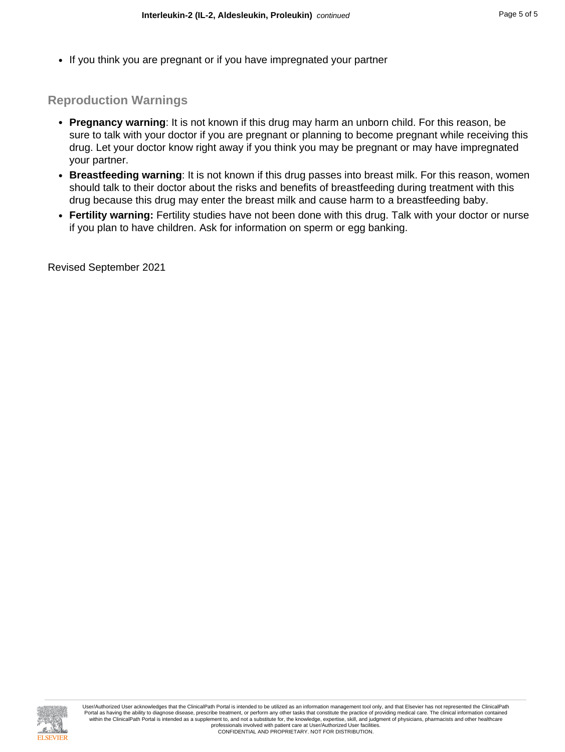- If you think you are pregnant or if you have impregnated your partner

## Reproduction Warnings

- **Pregnancy warning**: It is not known if this drug may harm an unborn child. For this reason, be sure to talk with your doctor if you are pregnant or planning to become pregnant while receiving this drug. Let your doctor know right away if you think you may be pregnant or may have impregnated your partner.
- **Breastfeeding warning**: It is not known if this drug passes into breast milk. For this reason, women should talk to their doctor about the risks and benefits of breastfeeding during treatment with this drug because this drug may enter the breast milk and cause harm to a breastfeeding baby.
- **Fertility warning:** Fertility studies have not been done with this drug. Talk with your doctor or nurse if you plan to have children. Ask for information on sperm or egg banking.

Revised September 2021

User/Authorized User acknowledges that the ClinicalPath Portal is intended to be utilized as an information management tool only, and that Elsevier has not represented the ClinicalPath Portal as having the ability to diagnose disease, prescribe treatment, or perform any other tasks that constitute the practice of providing medical care. The clinical information contained within the ClinicalPath Portal is intended as a supplement to, and not a substitute for, the knowledge, expertise, skill, and judgment of physicians, pharmacists and other healthcare professionals involved with patient care at User/Authorized User facilities.
CONFIDENTIAL AND PROPRIETARY. NOT FOR DISTRIBUTION.